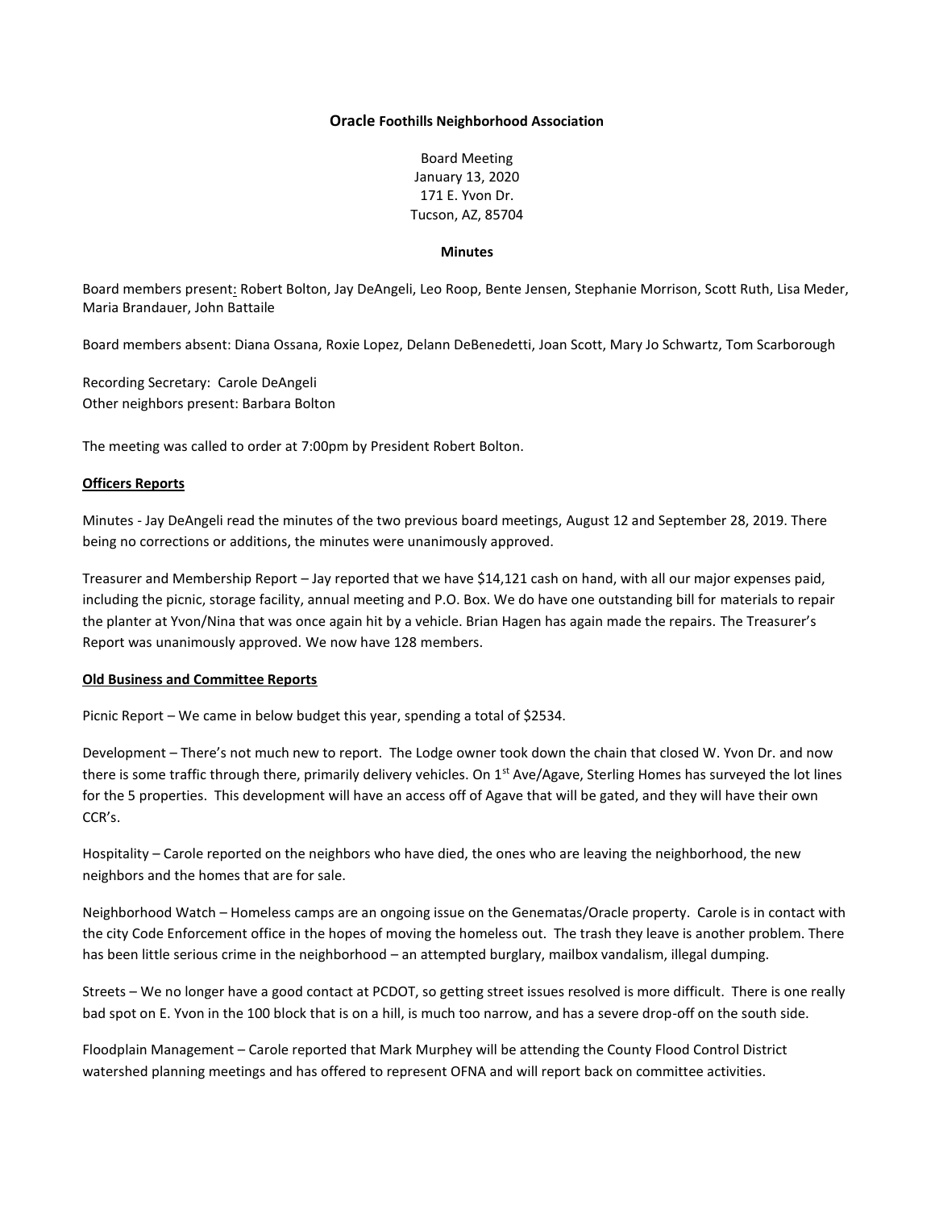**Oracle Foothills Neighborhood Association**

Board Meeting
January 13, 2020
171 E. Yvon Dr.
Tucson, AZ, 85704

**Minutes**

Board members present: Robert Bolton, Jay DeAngeli, Leo Roop, Bente Jensen, Stephanie Morrison, Scott Ruth, Lisa Meder, Maria Brandauer, John Battaile

Board members absent: Diana Ossana, Roxie Lopez, Delann DeBenedetti, Joan Scott, Mary Jo Schwartz, Tom Scarborough

Recording Secretary: Carole DeAngeli
Other neighbors present: Barbara Bolton

The meeting was called to order at 7:00pm by President Robert Bolton.

**Officers Reports**

Minutes - Jay DeAngeli read the minutes of the two previous board meetings, August 12 and September 28, 2019. There being no corrections or additions, the minutes were unanimously approved.

Treasurer and Membership Report – Jay reported that we have $14,121 cash on hand, with all our major expenses paid, including the picnic, storage facility, annual meeting and P.O. Box. We do have one outstanding bill for materials to repair the planter at Yvon/Nina that was once again hit by a vehicle. Brian Hagen has again made the repairs. The Treasurer's Report was unanimously approved. We now have 128 members.

**Old Business and Committee Reports**

Picnic Report – We came in below budget this year, spending a total of $2534.

Development – There's not much new to report. The Lodge owner took down the chain that closed W. Yvon Dr. and now there is some traffic through there, primarily delivery vehicles. On 1st Ave/Agave, Sterling Homes has surveyed the lot lines for the 5 properties. This development will have an access off of Agave that will be gated, and they will have their own CCR's.

Hospitality – Carole reported on the neighbors who have died, the ones who are leaving the neighborhood, the new neighbors and the homes that are for sale.

Neighborhood Watch – Homeless camps are an ongoing issue on the Genematas/Oracle property. Carole is in contact with the city Code Enforcement office in the hopes of moving the homeless out. The trash they leave is another problem. There has been little serious crime in the neighborhood – an attempted burglary, mailbox vandalism, illegal dumping.

Streets – We no longer have a good contact at PCDOT, so getting street issues resolved is more difficult. There is one really bad spot on E. Yvon in the 100 block that is on a hill, is much too narrow, and has a severe drop-off on the south side.

Floodplain Management – Carole reported that Mark Murphey will be attending the County Flood Control District watershed planning meetings and has offered to represent OFNA and will report back on committee activities.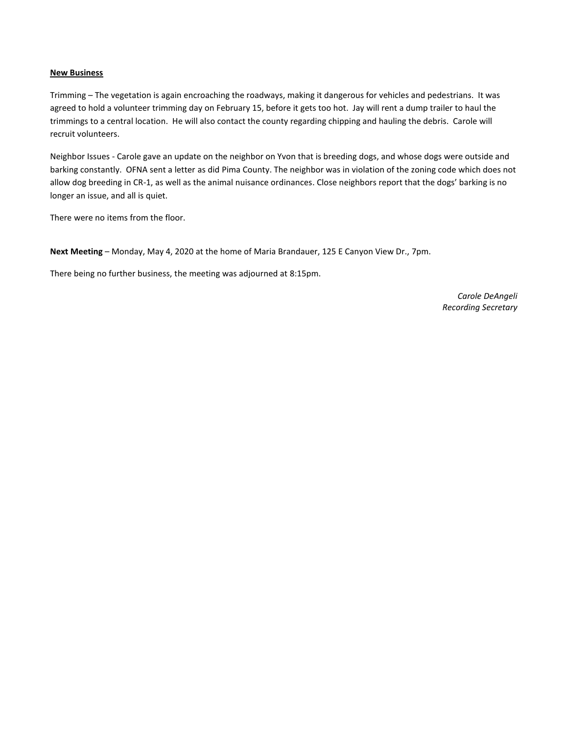**New Business**

Trimming – The vegetation is again encroaching the roadways, making it dangerous for vehicles and pedestrians. It was agreed to hold a volunteer trimming day on February 15, before it gets too hot. Jay will rent a dump trailer to haul the trimmings to a central location. He will also contact the county regarding chipping and hauling the debris. Carole will recruit volunteers.

Neighbor Issues - Carole gave an update on the neighbor on Yvon that is breeding dogs, and whose dogs were outside and barking constantly. OFNA sent a letter as did Pima County. The neighbor was in violation of the zoning code which does not allow dog breeding in CR-1, as well as the animal nuisance ordinances. Close neighbors report that the dogs' barking is no longer an issue, and all is quiet.

There were no items from the floor.

**Next Meeting** – Monday, May 4, 2020 at the home of Maria Brandauer, 125 E Canyon View Dr., 7pm.

There being no further business, the meeting was adjourned at 8:15pm.

*Carole DeAngeli*
*Recording Secretary*